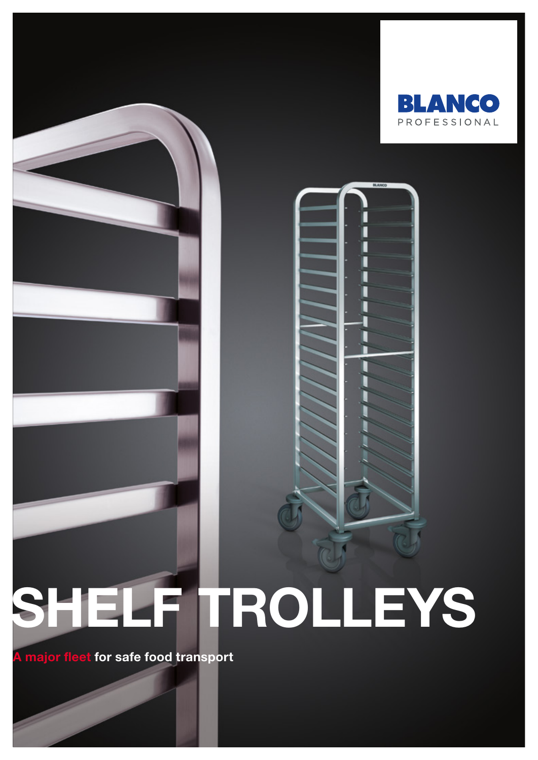BLANCO
PROFESSIONAL

# SHELF TROLLEYS

**A major fleet for safe food transport**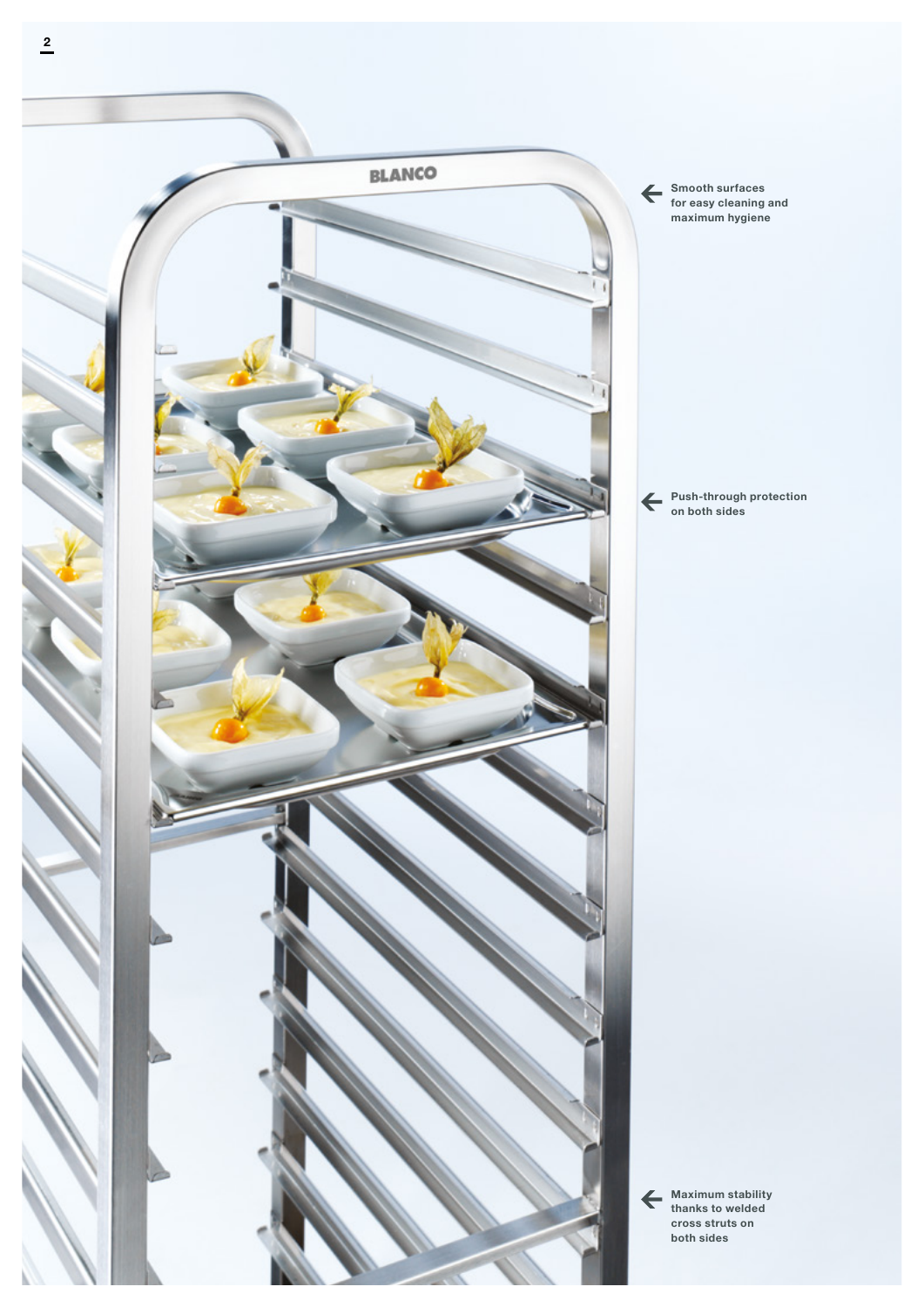Smooth surfaces for easy cleaning and maximum hygiene

Push-through protection on both sides

Maximum stability thanks to welded cross struts on both sides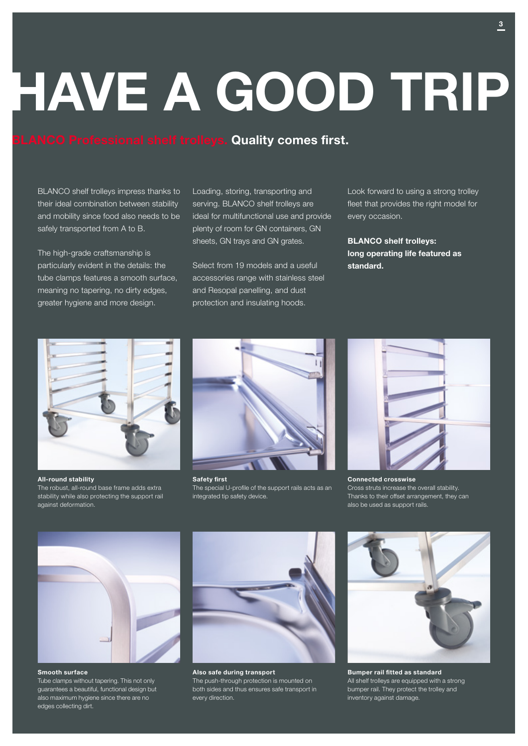# HAVE A GOOD TRIP

## BLANCO Professional shelf trolleys. Quality comes first.

BLANCO shelf trolleys impress thanks to their ideal combination between stability and mobility since food also needs to be safely transported from A to B.

The high-grade craftsmanship is particularly evident in the details: the tube clamps features a smooth surface, meaning no tapering, no dirty edges, greater hygiene and more design.

Loading, storing, transporting and serving. BLANCO shelf trolleys are ideal for multifunctional use and provide plenty of room for GN containers, GN sheets, GN trays and GN grates.

Select from 19 models and a useful accessories range with stainless steel and Resopal panelling, and dust protection and insulating hoods.

Look forward to using a strong trolley fleet that provides the right model for every occasion.

**BLANCO shelf trolleys: long operating life featured as standard.**

**All-round stability**
The robust, all-round base frame adds extra stability while also protecting the support rail against deformation.

**Safety first**
The special U-profile of the support rails acts as an integrated tip safety device.

**Connected crosswise**
Cross struts increase the overall stability. Thanks to their offset arrangement, they can also be used as support rails.

**Smooth surface**
Tube clamps without tapering. This not only guarantees a beautiful, functional design but also maximum hygiene since there are no edges collecting dirt.

**Also safe during transport**
The push-through protection is mounted on both sides and thus ensures safe transport in every direction.

**Bumper rail fitted as standard**
All shelf trolleys are equipped with a strong bumper rail. They protect the trolley and inventory against damage.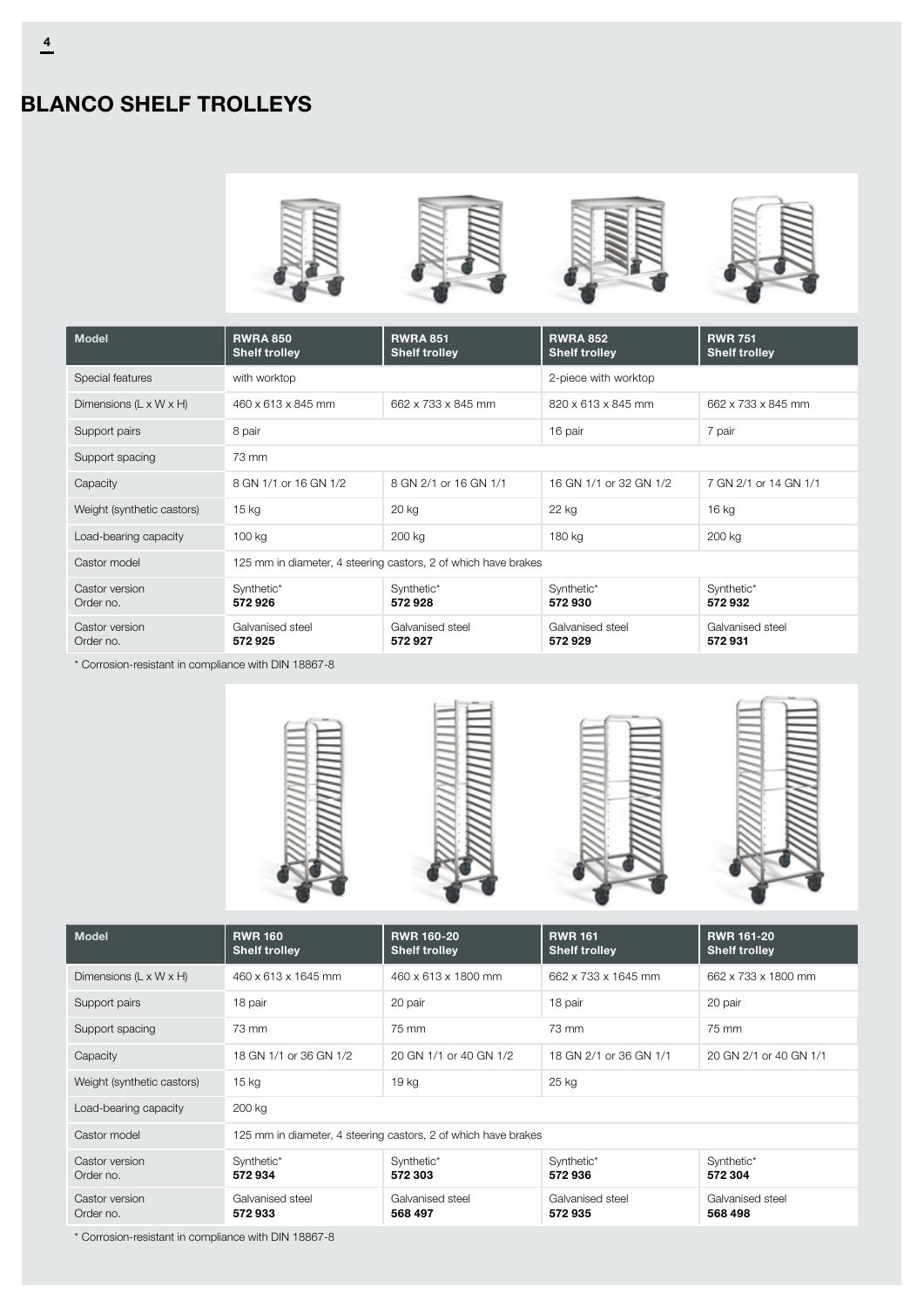# BLANCO SHELF TROLLEYS

| Model | RWRA 850 Shelf trolley | RWRA 851 Shelf trolley | RWRA 852 Shelf trolley | RWR 751 Shelf trolley |
|---|---|---|---|---|
| Special features | with worktop | | 2-piece with worktop | |
| Dimensions (L x W x H) | 460 x 613 x 845 mm | 662 x 733 x 845 mm | 820 x 613 x 845 mm | 662 x 733 x 845 mm |
| Support pairs | 8 pair | | 16 pair | 7 pair |
| Support spacing | 73 mm | | | |
| Capacity | 8 GN 1/1 or 16 GN 1/2 | 8 GN 2/1 or 16 GN 1/1 | 16 GN 1/1 or 32 GN 1/2 | 7 GN 2/1 or 14 GN 1/1 |
| Weight (synthetic castors) | 15 kg | 20 kg | 22 kg | 16 kg |
| Load-bearing capacity | 100 kg | 200 kg | 180 kg | 200 kg |
| Castor model | 125 mm in diameter, 4 steering castors, 2 of which have brakes | | | |
| Castor version<br>Order no. | Synthetic*<br>**572 926** | Synthetic*<br>**572 928** | Synthetic*<br>**572 930** | Synthetic*<br>**572 932** |
| Castor version<br>Order no. | Galvanised steel<br>**572 925** | Galvanised steel<br>**572 927** | Galvanised steel<br>**572 929** | Galvanised steel<br>**572 931** |

* Corrosion-resistant in compliance with DIN 18867-8

| Model | RWR 160 Shelf trolley | RWR 160-20 Shelf trolley | RWR 161 Shelf trolley | RWR 161-20 Shelf trolley |
|---|---|---|---|---|
| Dimensions (L x W x H) | 460 x 613 x 1645 mm | 460 x 613 x 1800 mm | 662 x 733 x 1645 mm | 662 x 733 x 1800 mm |
| Support pairs | 18 pair | 20 pair | 18 pair | 20 pair |
| Support spacing | 73 mm | 75 mm | 73 mm | 75 mm |
| Capacity | 18 GN 1/1 or 36 GN 1/2 | 20 GN 1/1 or 40 GN 1/2 | 18 GN 2/1 or 36 GN 1/1 | 20 GN 2/1 or 40 GN 1/1 |
| Weight (synthetic castors) | 15 kg | 19 kg | 25 kg | |
| Load-bearing capacity | 200 kg | | | |
| Castor model | 125 mm in diameter, 4 steering castors, 2 of which have brakes | | | |
| Castor version<br>Order no. | Synthetic*<br>**572 934** | Synthetic*<br>**572 303** | Synthetic*<br>**572 936** | Synthetic*<br>**572 304** |
| Castor version<br>Order no. | Galvanised steel<br>**572 933** | Galvanised steel<br>**568 497** | Galvanised steel<br>**572 935** | Galvanised steel<br>**568 498** |

* Corrosion-resistant in compliance with DIN 18867-8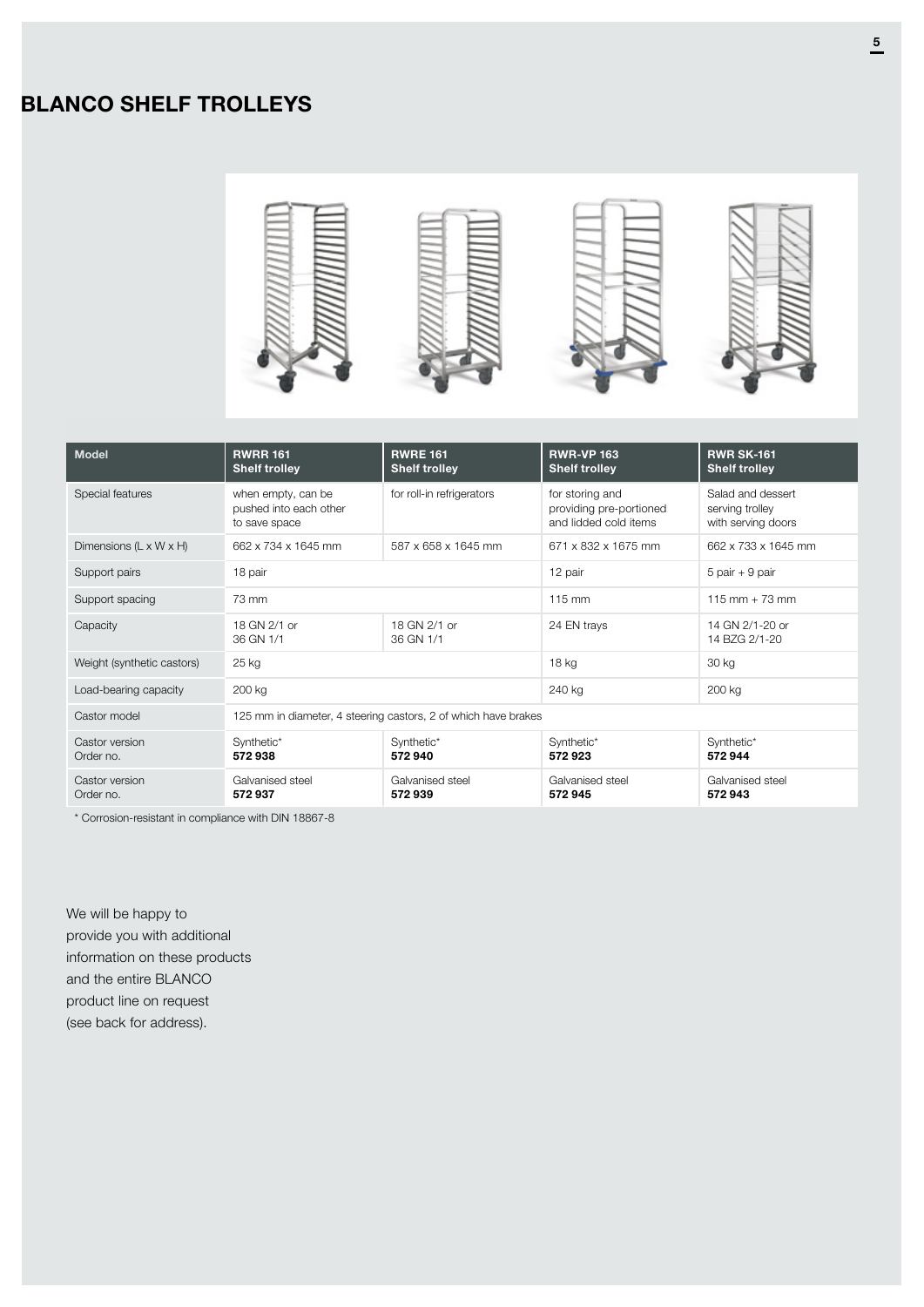# BLANCO SHELF TROLLEYS

| Model | RWRR 161 Shelf trolley | RWRE 161 Shelf trolley | RWR-VP 163 Shelf trolley | RWR SK-161 Shelf trolley |
|---|---|---|---|---|
| Special features | when empty, can be pushed into each other to save space | for roll-in refrigerators | for storing and providing pre-portioned and lidded cold items | Salad and dessert serving trolley with serving doors |
| Dimensions (L x W x H) | 662 x 734 x 1645 mm | 587 x 658 x 1645 mm | 671 x 832 x 1675 mm | 662 x 733 x 1645 mm |
| Support pairs | 18 pair | | 12 pair | 5 pair + 9 pair |
| Support spacing | 73 mm | | 115 mm | 115 mm + 73 mm |
| Capacity | 18 GN 2/1 or 36 GN 1/1 | 18 GN 2/1 or 36 GN 1/1 | 24 EN trays | 14 GN 2/1-20 or 14 BZG 2/1-20 |
| Weight (synthetic castors) | 25 kg | | 18 kg | 30 kg |
| Load-bearing capacity | 200 kg | | 240 kg | 200 kg |
| Castor model | 125 mm in diameter, 4 steering castors, 2 of which have brakes | | | |
| Castor version Order no. | Synthetic* **572 938** | Synthetic* **572 940** | Synthetic* **572 923** | Synthetic* **572 944** |
| Castor version Order no. | Galvanised steel **572 937** | Galvanised steel **572 939** | Galvanised steel **572 945** | Galvanised steel **572 943** |

\* Corrosion-resistant in compliance with DIN 18867-8

We will be happy to provide you with additional information on these products and the entire BLANCO product line on request (see back for address).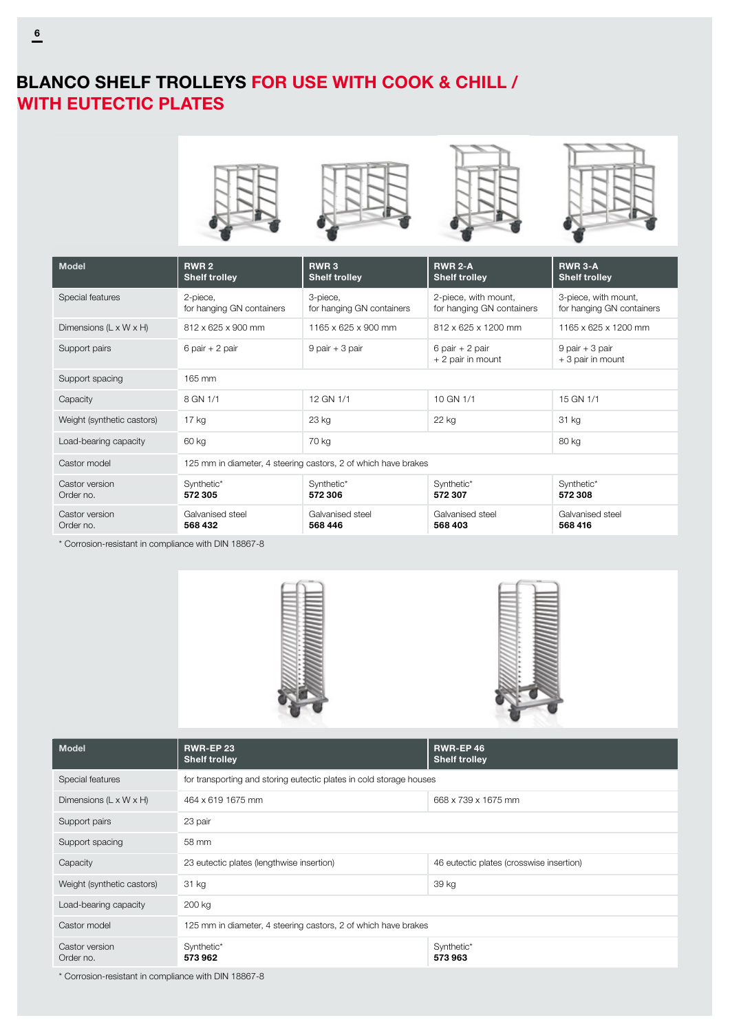# BLANCO SHELF TROLLEYS FOR USE WITH COOK & CHILL / WITH EUTECTIC PLATES

| Model | RWR 2<br>Shelf trolley | RWR 3<br>Shelf trolley | RWR 2-A<br>Shelf trolley | RWR 3-A<br>Shelf trolley |
|---|---|---|---|---|
| Special features | 2-piece,<br>for hanging GN containers | 3-piece,<br>for hanging GN containers | 2-piece, with mount,<br>for hanging GN containers | 3-piece, with mount,<br>for hanging GN containers |
| Dimensions (L x W x H) | 812 x 625 x 900 mm | 1165 x 625 x 900 mm | 812 x 625 x 1200 mm | 1165 x 625 x 1200 mm |
| Support pairs | 6 pair + 2 pair | 9 pair + 3 pair | 6 pair + 2 pair<br>+ 2 pair in mount | 9 pair + 3 pair<br>+ 3 pair in mount |
| Support spacing | 165 mm | | | |
| Capacity | 8 GN 1/1 | 12 GN 1/1 | 10 GN 1/1 | 15 GN 1/1 |
| Weight (synthetic castors) | 17 kg | 23 kg | 22 kg | 31 kg |
| Load-bearing capacity | 60 kg | 70 kg | | 80 kg |
| Castor model | 125 mm in diameter, 4 steering castors, 2 of which have brakes | | | |
| Castor version<br>Order no. | Synthetic*<br>**572 305** | Synthetic*<br>**572 306** | Synthetic*<br>**572 307** | Synthetic*<br>**572 308** |
| Castor version<br>Order no. | Galvanised steel<br>**568 432** | Galvanised steel<br>**568 446** | Galvanised steel<br>**568 403** | Galvanised steel<br>**568 416** |

* Corrosion-resistant in compliance with DIN 18867-8

| Model | RWR-EP 23<br>Shelf trolley | RWR-EP 46<br>Shelf trolley |
|---|---|---|
| Special features | for transporting and storing eutectic plates in cold storage houses | |
| Dimensions (L x W x H) | 464 x 619 1675 mm | 668 x 739 x 1675 mm |
| Support pairs | 23 pair | |
| Support spacing | 58 mm | |
| Capacity | 23 eutectic plates (lengthwise insertion) | 46 eutectic plates (crosswise insertion) |
| Weight (synthetic castors) | 31 kg | 39 kg |
| Load-bearing capacity | 200 kg | |
| Castor model | 125 mm in diameter, 4 steering castors, 2 of which have brakes | |
| Castor version<br>Order no. | Synthetic*<br>**573 962** | Synthetic*<br>**573 963** |

* Corrosion-resistant in compliance with DIN 18867-8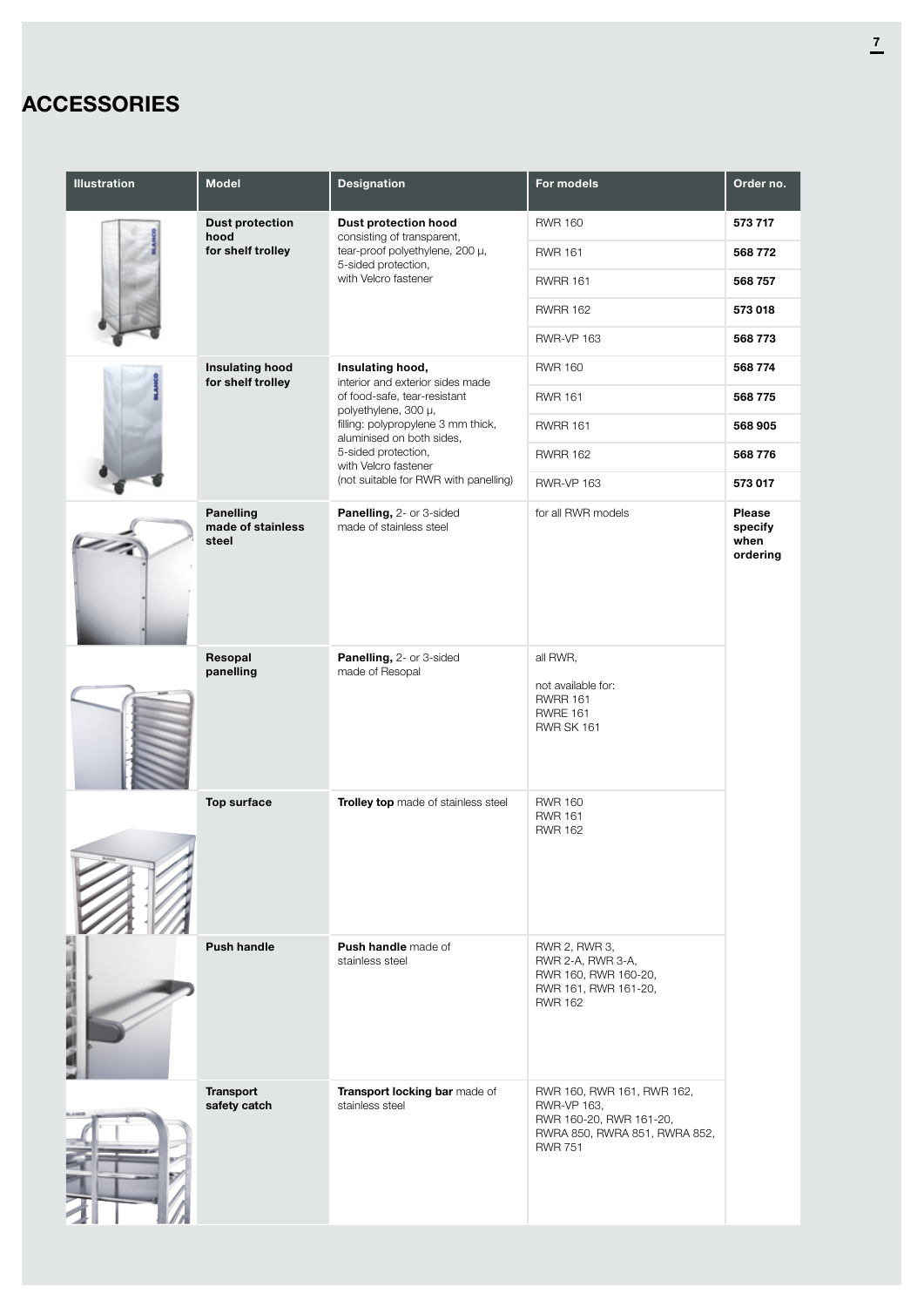# ACCESSORIES

| Illustration | Model | Designation | For models | Order no. |
|---|---|---|---|---|
| | **Dust protection hood for shelf trolley** | **Dust protection hood** consisting of transparent, tear-proof polyethylene, 200 µ, 5-sided protection, with Velcro fastener | RWR 160 | **573 717** |
| | | | RWR 161 | **568 772** |
| | | | RWRR 161 | **568 757** |
| | | | RWRR 162 | **573 018** |
| | | | RWR-VP 163 | **568 773** |
| | **Insulating hood for shelf trolley** | **Insulating hood,** interior and exterior sides made of food-safe, tear-resistant polyethylene, 300 µ, filling: polypropylene 3 mm thick, aluminised on both sides, 5-sided protection, with Velcro fastener (not suitable for RWR with panelling) | RWR 160 | **568 774** |
| | | | RWR 161 | **568 775** |
| | | | RWRR 161 | **568 905** |
| | | | RWRR 162 | **568 776** |
| | | | RWR-VP 163 | **573 017** |
| | **Panelling made of stainless steel** | **Panelling,** 2- or 3-sided made of stainless steel | for all RWR models | **Please specify when ordering** |
| | **Resopal panelling** | **Panelling,** 2- or 3-sided made of Resopal | all RWR, not available for: RWRR 161 RWRE 161 RWR SK 161 | |
| | **Top surface** | **Trolley top** made of stainless steel | RWR 160 RWR 161 RWR 162 | |
| | **Push handle** | **Push handle** made of stainless steel | RWR 2, RWR 3, RWR 2-A, RWR 3-A, RWR 160, RWR 160-20, RWR 161, RWR 161-20, RWR 162 | |
| | **Transport safety catch** | **Transport locking bar** made of stainless steel | RWR 160, RWR 161, RWR 162, RWR-VP 163, RWR 160-20, RWR 161-20, RWRA 850, RWRA 851, RWRA 852, RWR 751 | |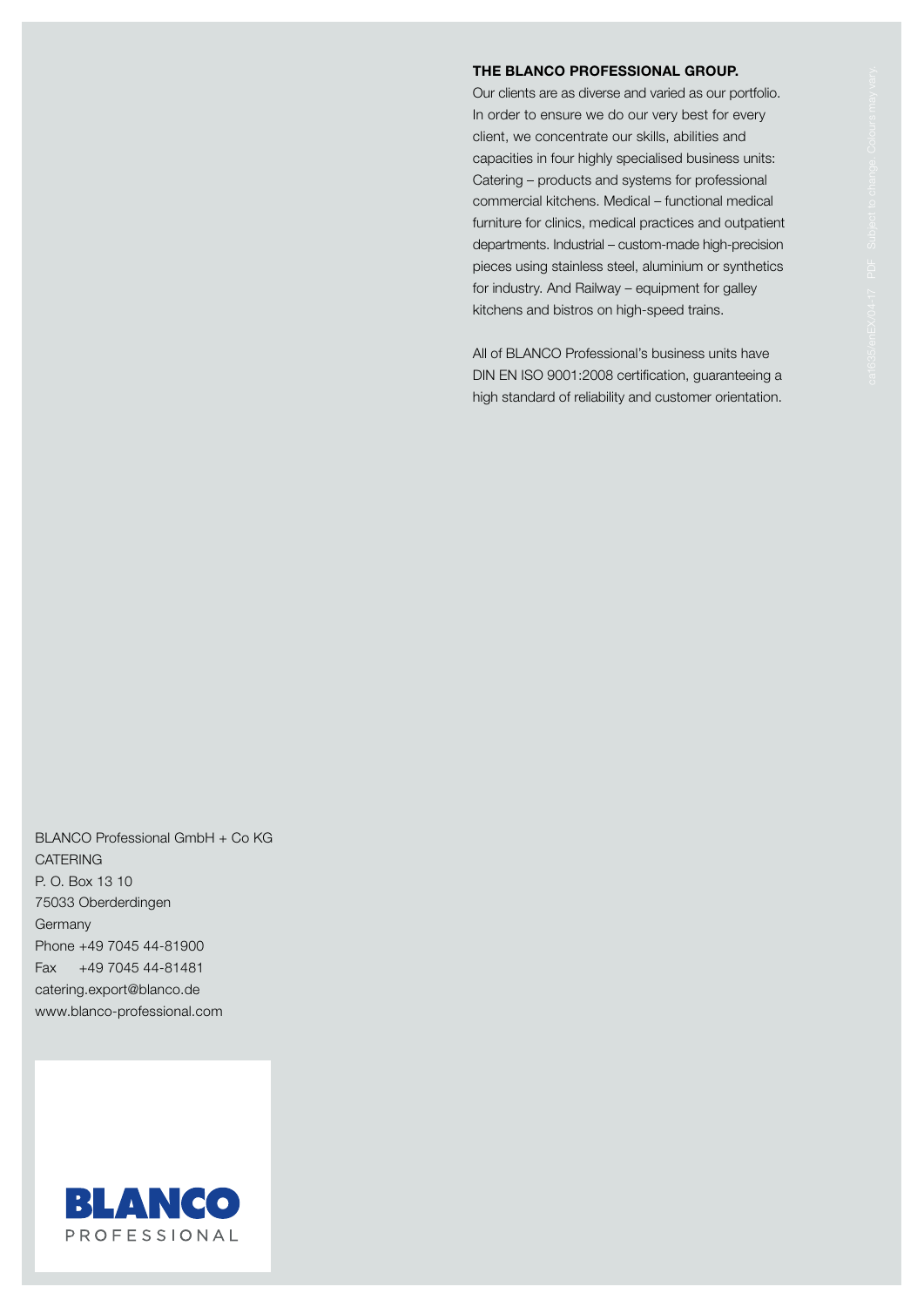**THE BLANCO PROFESSIONAL GROUP.**

Our clients are as diverse and varied as our portfolio. In order to ensure we do our very best for every client, we concentrate our skills, abilities and capacities in four highly specialised business units: Catering – products and systems for professional commercial kitchens. Medical – functional medical furniture for clinics, medical practices and outpatient departments. Industrial – custom-made high-precision pieces using stainless steel, aluminium or synthetics for industry. And Railway – equipment for galley kitchens and bistros on high-speed trains.

All of BLANCO Professional's business units have DIN EN ISO 9001:2008 certification, guaranteeing a high standard of reliability and customer orientation.

cat635/enEX/04-17 PDF Subject to change. Colours may vary.

BLANCO Professional GmbH + Co KG
CATERING
P. O. Box 13 10
75033 Oberderdingen
Germany
Phone +49 7045 44-81900
Fax +49 7045 44-81481
catering.export@blanco.de
www.blanco-professional.com

BLANCO
PROFESSIONAL